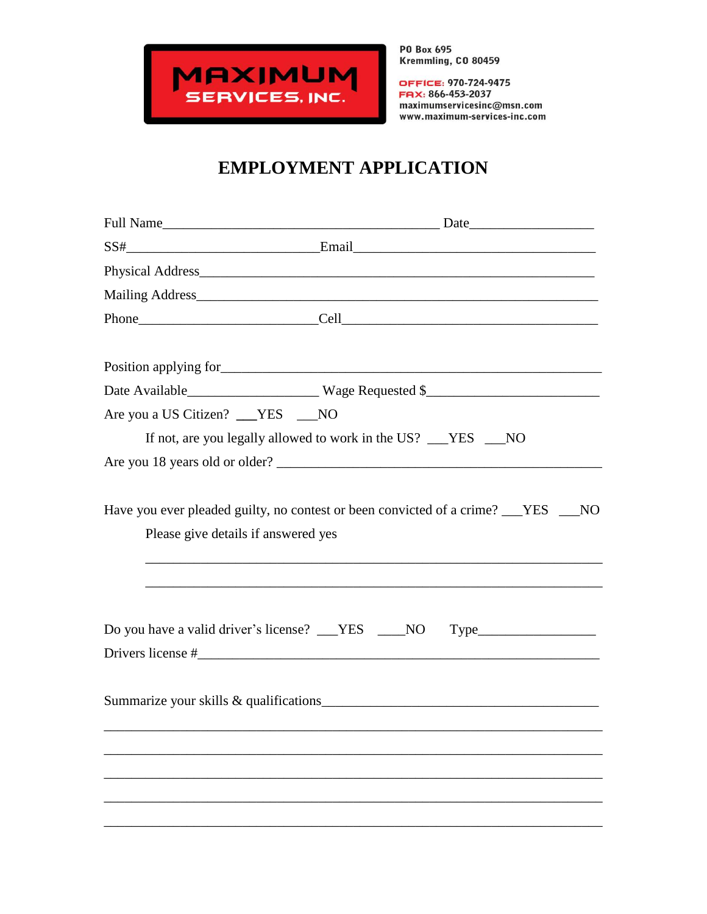MAXIMUM SERVICES, INC.

PO Box 695
Kremmling, CO 80459

OFFICE: 970-724-9475
FAX: 866-453-2037
maximumservicesinc@msn.com
www.maximum-services-inc.com

# EMPLOYMENT APPLICATION

Full Name__________________________________________ Date___________________

SS#_____________________________Email_____________________________________

Physical Address____________________________________________________________

Mailing Address_____________________________________________________________

Phone___________________________Cell______________________________________

Position applying for_________________________________________________________

Date Available____________________ Wage Requested $__________________________

Are you a US Citizen? ___YES ___NO

If not, are you legally allowed to work in the US? ___YES ___NO

Are you 18 years old or older? _________________________________________________

Have you ever pleaded guilty, no contest or been convicted of a crime? ___YES ___NO

Please give details if answered yes

______________________________________________________________________

______________________________________________________________________

Do you have a valid driver's license? ___YES ____NO Type_________________

Drivers license #____________________________________________________________

Summarize your skills & qualifications__________________________________________

__________________________________________________________________________

__________________________________________________________________________

__________________________________________________________________________

__________________________________________________________________________

__________________________________________________________________________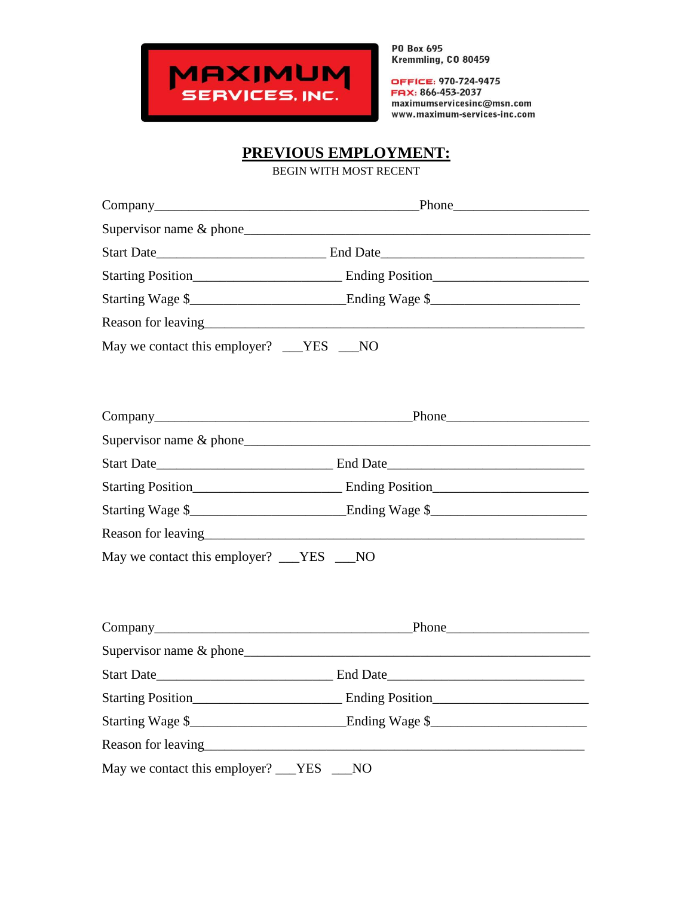**MAXIMUM SERVICES, INC.**

PO Box 695
Kremmling, CO 80459

OFFICE: 970-724-9475
FAX: 866-453-2037
maximumservicesinc@msn.com
www.maximum-services-inc.com

## PREVIOUS EMPLOYMENT:

BEGIN WITH MOST RECENT

Company_________________________________________Phone____________________

Supervisor name & phone_____________________________________________________

Start Date__________________________ End Date_______________________________

Starting Position______________________ Ending Position______________________

Starting Wage $_______________________Ending Wage $______________________

Reason for leaving__________________________________________________________

May we contact this employer? ___YES ___NO

Company________________________________________Phone_____________________

Supervisor name & phone_____________________________________________________

Start Date___________________________ End Date_____________________________

Starting Position______________________ Ending Position______________________

Starting Wage $_______________________Ending Wage $_______________________

Reason for leaving__________________________________________________________

May we contact this employer? ___YES ___NO

Company________________________________________Phone_____________________

Supervisor name & phone_____________________________________________________

Start Date___________________________ End Date_____________________________

Starting Position______________________ Ending Position______________________

Starting Wage $_______________________Ending Wage $_______________________

Reason for leaving__________________________________________________________

May we contact this employer? ___YES ___NO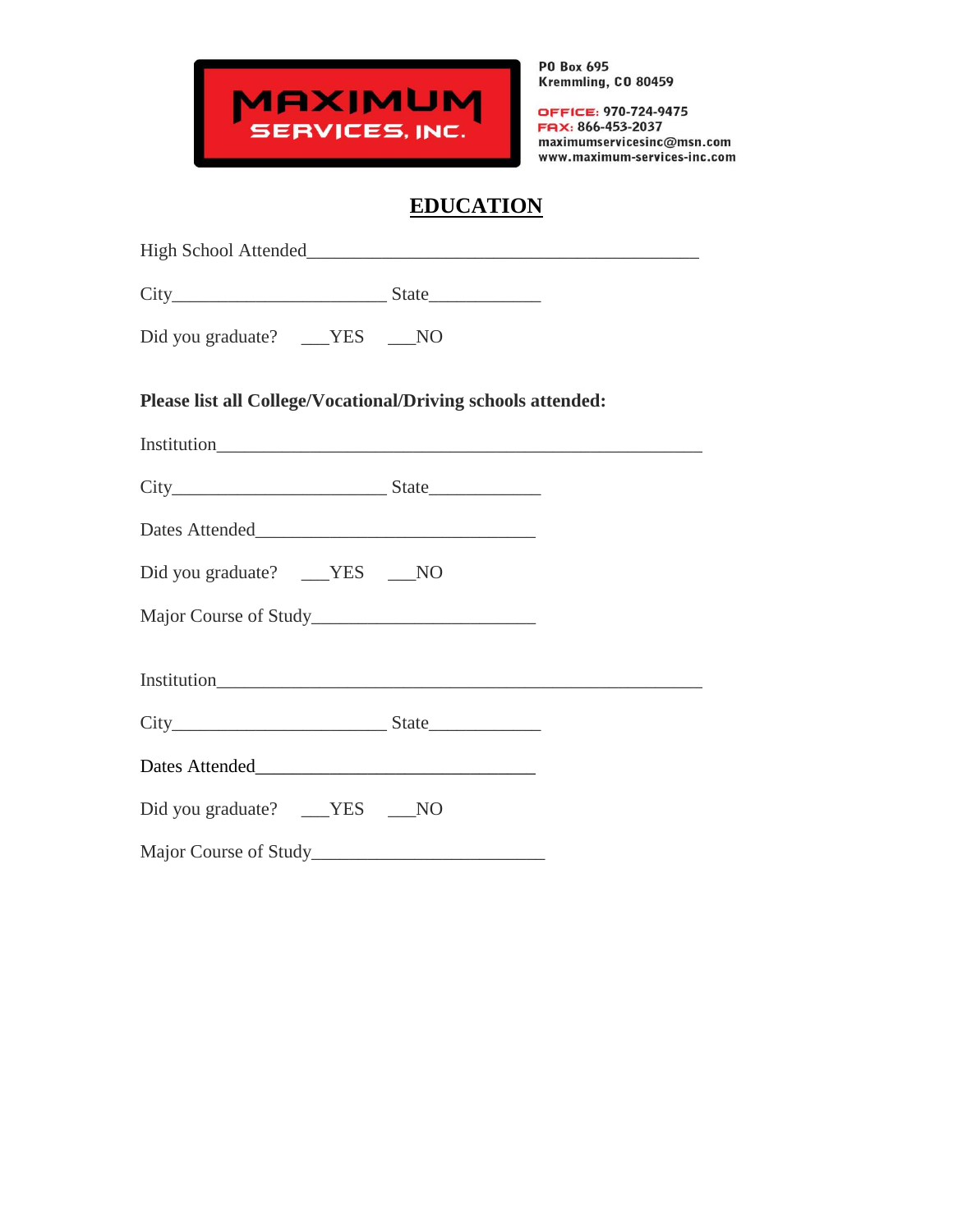**MAXIMUM SERVICES, INC.**

PO Box 695
Kremmling, CO 80459

OFFICE: 970-724-9475
FAX: 866-453-2037
maximumservicesinc@msn.com
www.maximum-services-inc.com

## EDUCATION

High School Attended___________________________________________

City_______________________ State____________

Did you graduate? ___YES ___NO

**Please list all College/Vocational/Driving schools attended:**

Institution_____________________________________________________

City_______________________ State____________

Dates Attended______________________________

Did you graduate? ___YES ___NO

Major Course of Study________________________

Institution_____________________________________________________

City_______________________ State____________

Dates Attended______________________________

Did you graduate? ___YES ___NO

Major Course of Study_________________________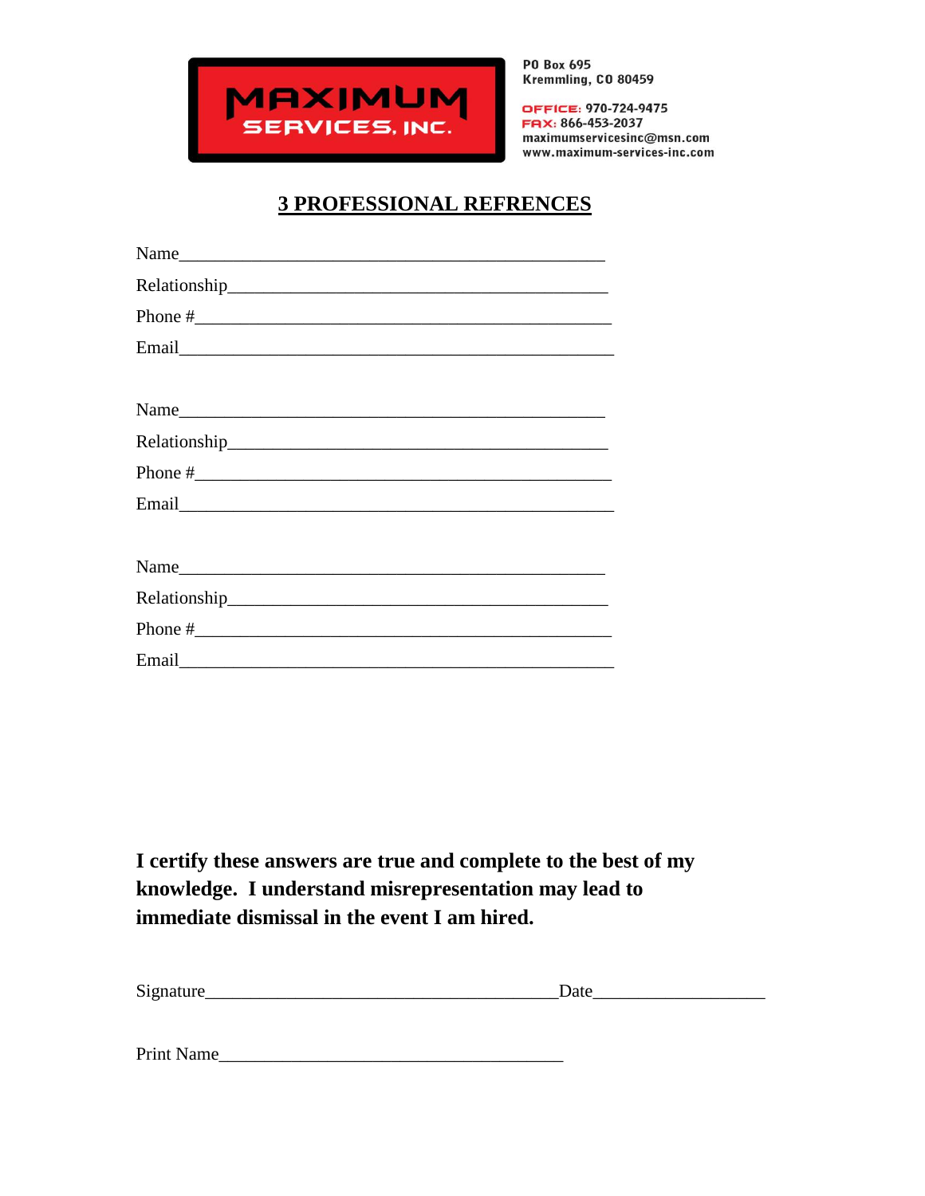MAXIMUM SERVICES, INC.

PO Box 695
Kremmling, CO 80459

OFFICE: 970-724-9475
FAX: 866-453-2037
maximumservicesinc@msn.com
www.maximum-services-inc.com

## 3 PROFESSIONAL REFRENCES

Name_______________________________________________

Relationship___________________________________________

Phone #_______________________________________________

Email_________________________________________________

Name_______________________________________________

Relationship___________________________________________

Phone #_______________________________________________

Email_________________________________________________

Name_______________________________________________

Relationship___________________________________________

Phone #_______________________________________________

Email_________________________________________________

**I certify these answers are true and complete to the best of my knowledge. I understand misrepresentation may lead to immediate dismissal in the event I am hired.**

Signature________________________________________Date___________________

Print Name_______________________________________